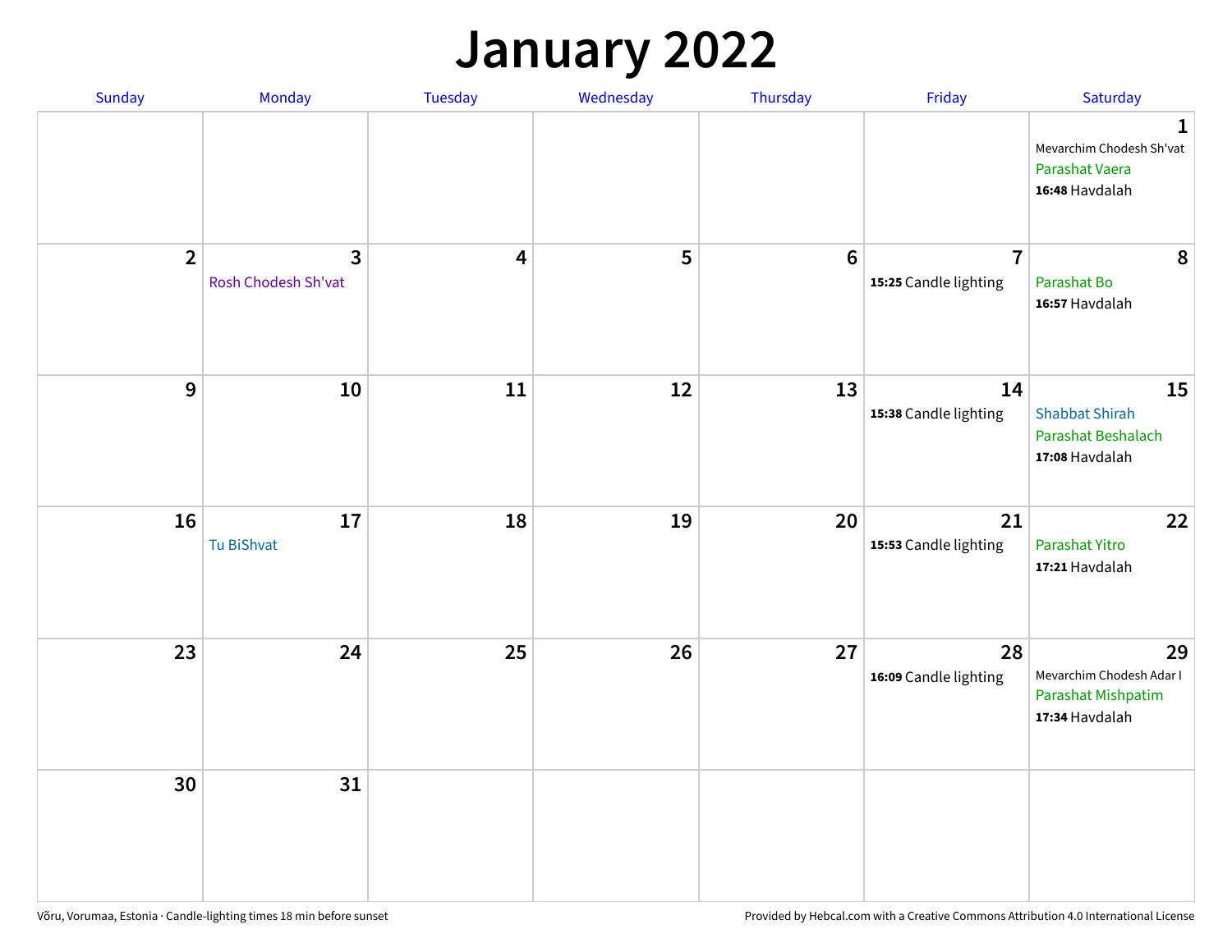# January 2022

| Sunday | Monday | Tuesday | Wednesday | Thursday | Friday | Saturday |
|---|---|---|---|---|---|---|
| | | | | | | 1 Mevarchim Chodesh Sh'vat Parashat Vaera **16:48** Havdalah |
| 2 | 3 Rosh Chodesh Sh'vat | 4 | 5 | 6 | 7 **15:25** Candle lighting | 8 Parashat Bo **16:57** Havdalah |
| 9 | 10 | 11 | 12 | 13 | 14 **15:38** Candle lighting | 15 Shabbat Shirah Parashat Beshalach **17:08** Havdalah |
| 16 | 17 Tu BiShvat | 18 | 19 | 20 | 21 **15:53** Candle lighting | 22 Parashat Yitro **17:21** Havdalah |
| 23 | 24 | 25 | 26 | 27 | 28 **16:09** Candle lighting | 29 Mevarchim Chodesh Adar I Parashat Mishpatim **17:34** Havdalah |
| 30 | 31 | | | | | |

Võru, Vorumaa, Estonia · Candle-lighting times 18 min before sunset

Provided by Hebcal.com with a Creative Commons Attribution 4.0 International License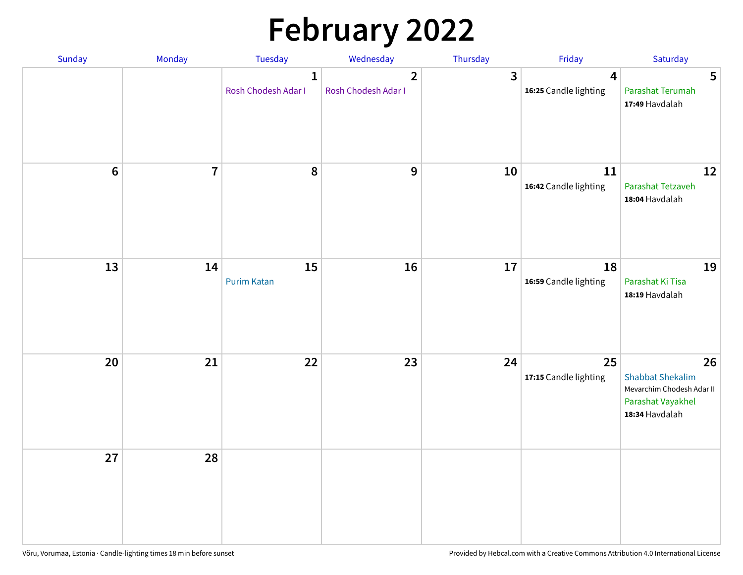# February 2022

| Sunday | Monday | Tuesday | Wednesday | Thursday | Friday | Saturday |
|---|---|---|---|---|---|---|
| | | 1<br>Rosh Chodesh Adar I | 2<br>Rosh Chodesh Adar I | 3 | 4<br>**16:25** Candle lighting | 5<br>Parashat Terumah<br>**17:49** Havdalah |
| 6 | 7 | 8 | 9 | 10 | 11<br>**16:42** Candle lighting | 12<br>Parashat Tetzaveh<br>**18:04** Havdalah |
| 13 | 14 | 15<br>Purim Katan | 16 | 17 | 18<br>**16:59** Candle lighting | 19<br>Parashat Ki Tisa<br>**18:19** Havdalah |
| 20 | 21 | 22 | 23 | 24 | 25<br>**17:15** Candle lighting | 26<br>Shabbat Shekalim<br>Mevarchim Chodesh Adar II<br>Parashat Vayakhel<br>**18:34** Havdalah |
| 27 | 28 | | | | | |

Võru, Vorumaa, Estonia · Candle-lighting times 18 min before sunset

Provided by Hebcal.com with a Creative Commons Attribution 4.0 International License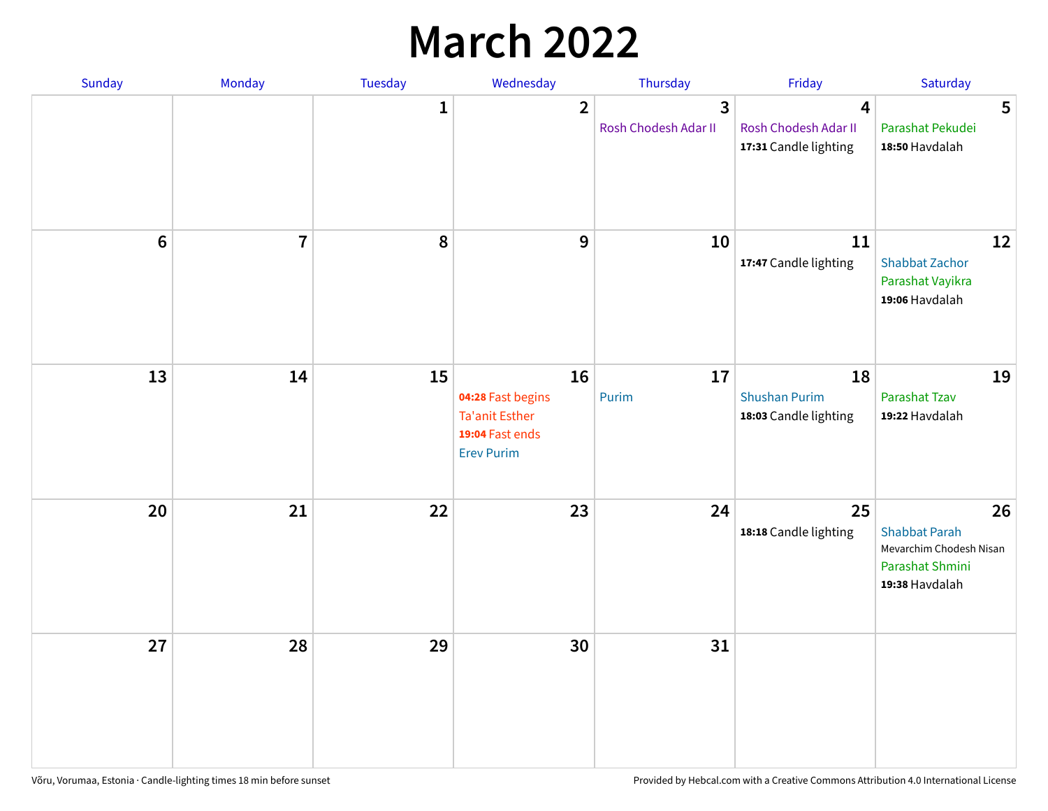# March 2022

| Sunday | Monday | Tuesday | Wednesday | Thursday | Friday | Saturday |
|---|---|---|---|---|---|---|
| | | 1 | 2 | 3<br>Rosh Chodesh Adar II | 4<br>Rosh Chodesh Adar II<br>**17:31** Candle lighting | 5<br>Parashat Pekudei<br>**18:50** Havdalah |
| 6 | 7 | 8 | 9 | 10 | 11<br>**17:47** Candle lighting | 12<br>Shabbat Zachor<br>Parashat Vayikra<br>**19:06** Havdalah |
| 13 | 14 | 15 | 16<br>**04:28** Fast begins<br>Ta'anit Esther<br>**19:04** Fast ends<br>Erev Purim | 17<br>Purim | 18<br>Shushan Purim<br>**18:03** Candle lighting | 19<br>Parashat Tzav<br>**19:22** Havdalah |
| 20 | 21 | 22 | 23 | 24 | 25<br>**18:18** Candle lighting | 26<br>Shabbat Parah<br>Mevarchim Chodesh Nisan<br>Parashat Shmini<br>**19:38** Havdalah |
| 27 | 28 | 29 | 30 | 31 | | |

Võru, Vorumaa, Estonia · Candle-lighting times 18 min before sunset

Provided by Hebcal.com with a Creative Commons Attribution 4.0 International License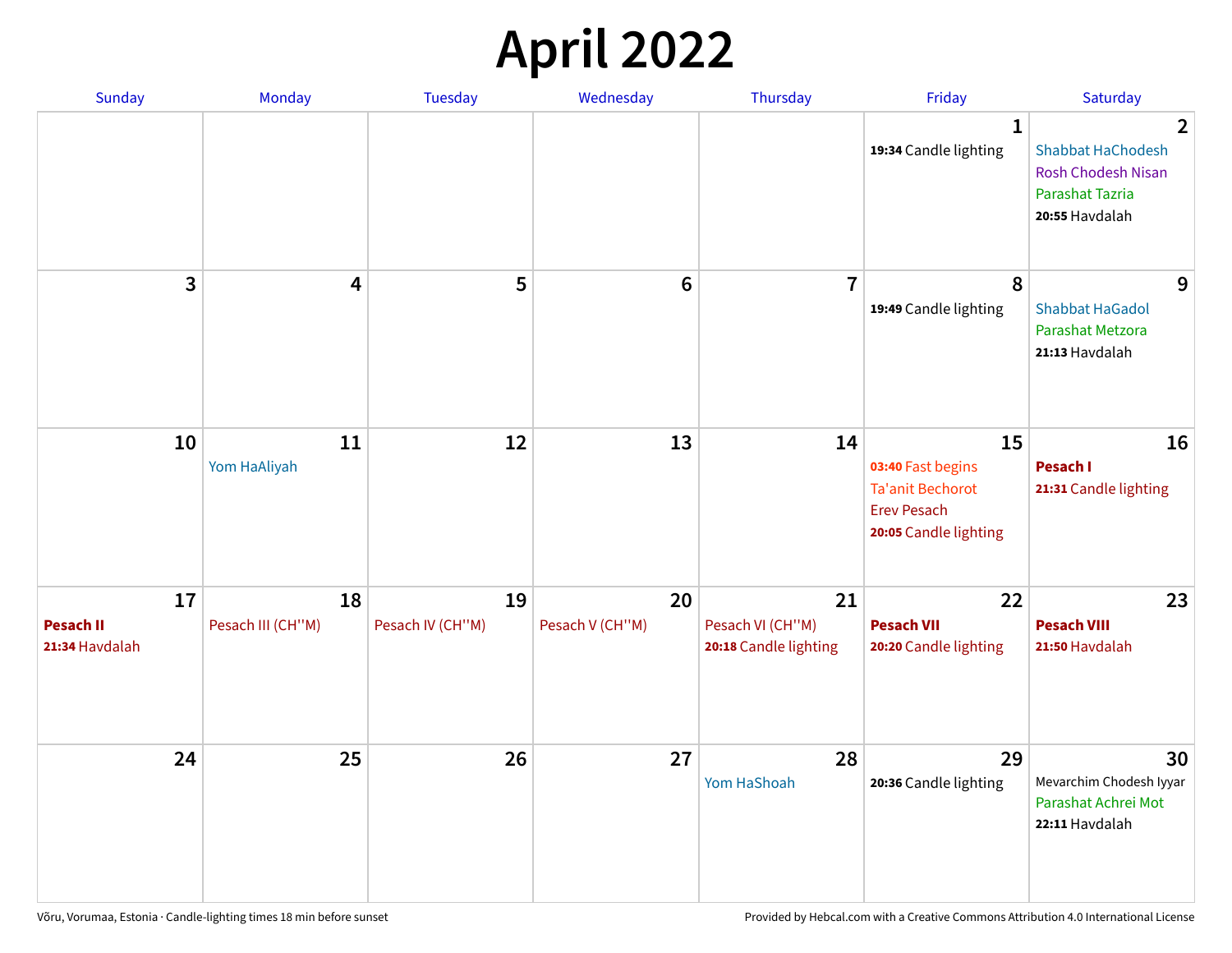# April 2022

| Sunday | Monday | Tuesday | Wednesday | Thursday | Friday | Saturday |
|---|---|---|---|---|---|---|
| | | | | | 1<br>**19:34** Candle lighting | 2<br>Shabbat HaChodesh<br>Rosh Chodesh Nisan<br>Parashat Tazria<br>**20:55** Havdalah |
| 3 | 4 | 5 | 6 | 7 | 8<br>**19:49** Candle lighting | 9<br>Shabbat HaGadol<br>Parashat Metzora<br>**21:13** Havdalah |
| 10 | 11<br>Yom HaAliyah | 12 | 13 | 14 | 15<br>**03:40** Fast begins<br>Ta'anit Bechorot<br>Erev Pesach<br>**20:05** Candle lighting | 16<br>**Pesach I**<br>**21:31** Candle lighting |
| 17<br>**Pesach II**<br>**21:34** Havdalah | 18<br>Pesach III (CH''M) | 19<br>Pesach IV (CH''M) | 20<br>Pesach V (CH''M) | 21<br>Pesach VI (CH''M)<br>**20:18** Candle lighting | 22<br>**Pesach VII**<br>**20:20** Candle lighting | 23<br>**Pesach VIII**<br>**21:50** Havdalah |
| 24 | 25 | 26 | 27 | 28<br>Yom HaShoah | 29<br>**20:36** Candle lighting | 30<br>Mevarchim Chodesh Iyyar<br>Parashat Achrei Mot<br>**22:11** Havdalah |

Võru, Vorumaa, Estonia · Candle-lighting times 18 min before sunset

Provided by Hebcal.com with a Creative Commons Attribution 4.0 International License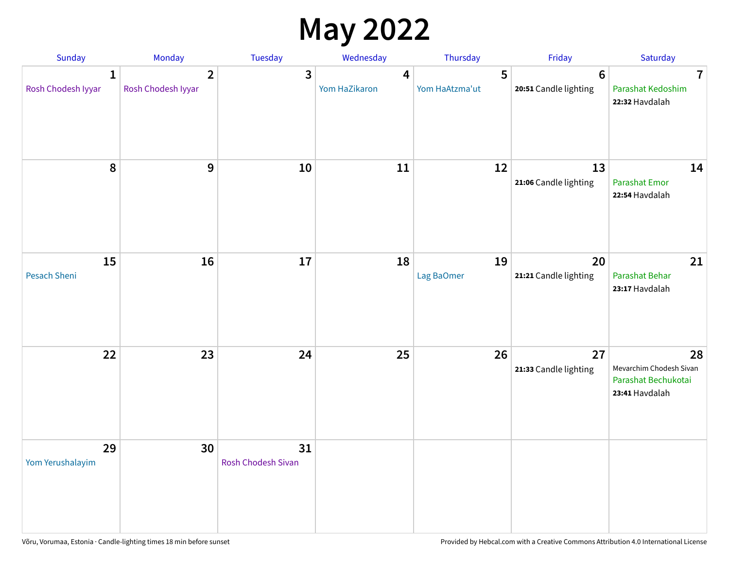# May 2022

| Sunday | Monday | Tuesday | Wednesday | Thursday | Friday | Saturday |
|---|---|---|---|---|---|---|
| **1** Rosh Chodesh Iyyar | **2** Rosh Chodesh Iyyar | **3** | **4** Yom HaZikaron | **5** Yom HaAtzma'ut | **6** **20:51** Candle lighting | **7** Parashat Kedoshim **22:32** Havdalah |
| **8** | **9** | **10** | **11** | **12** | **13** **21:06** Candle lighting | **14** Parashat Emor **22:54** Havdalah |
| **15** Pesach Sheni | **16** | **17** | **18** | **19** Lag BaOmer | **20** **21:21** Candle lighting | **21** Parashat Behar **23:17** Havdalah |
| **22** | **23** | **24** | **25** | **26** | **27** **21:33** Candle lighting | **28** Mevarchim Chodesh Sivan Parashat Bechukotai **23:41** Havdalah |
| **29** Yom Yerushalayim | **30** | **31** Rosh Chodesh Sivan | | | | |

Võru, Vorumaa, Estonia · Candle-lighting times 18 min before sunset

Provided by Hebcal.com with a Creative Commons Attribution 4.0 International License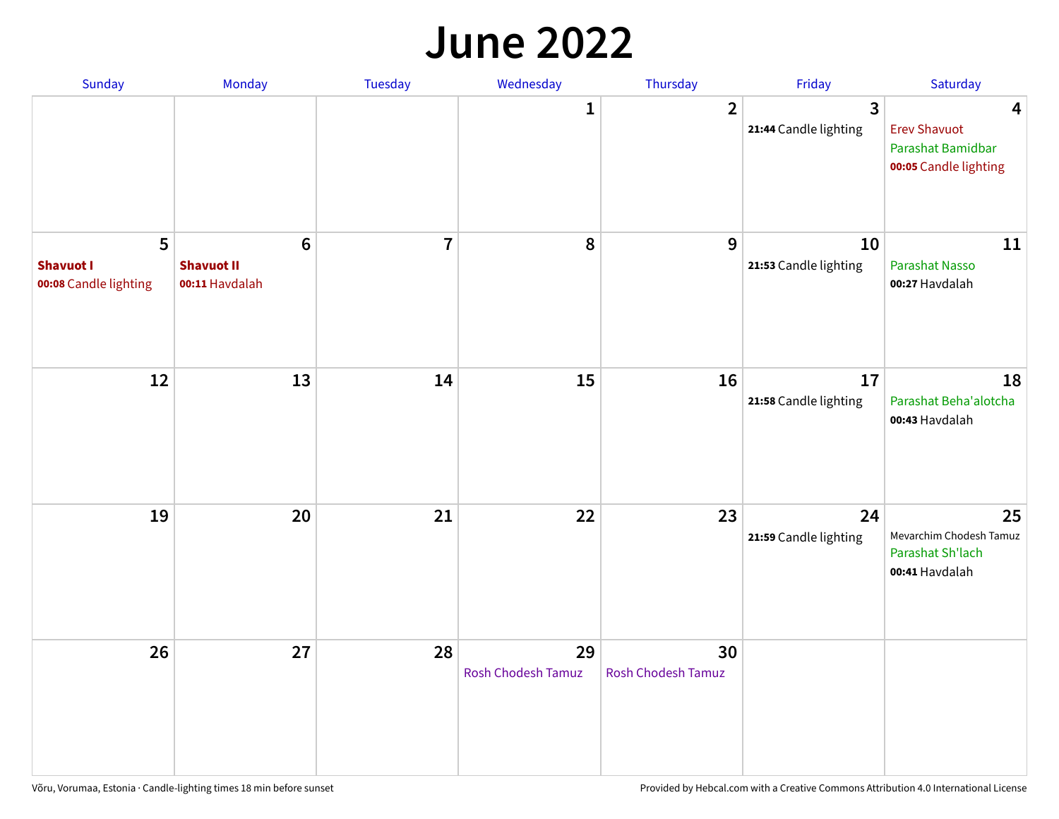# June 2022

| Sunday | Monday | Tuesday | Wednesday | Thursday | Friday | Saturday |
|---|---|---|---|---|---|---|
| | | | 1 | 2 | 3<br>**21:44** Candle lighting | 4<br>Erev Shavuot<br>Parashat Bamidbar<br>**00:05** Candle lighting |
| 5<br>**Shavuot I**<br>**00:08** Candle lighting | 6<br>**Shavuot II**<br>**00:11** Havdalah | 7 | 8 | 9 | 10<br>**21:53** Candle lighting | 11<br>Parashat Nasso<br>**00:27** Havdalah |
| 12 | 13 | 14 | 15 | 16 | 17<br>**21:58** Candle lighting | 18<br>Parashat Beha'alotcha<br>**00:43** Havdalah |
| 19 | 20 | 21 | 22 | 23 | 24<br>**21:59** Candle lighting | 25<br>Mevarchim Chodesh Tamuz<br>Parashat Sh'lach<br>**00:41** Havdalah |
| 26 | 27 | 28 | 29<br>Rosh Chodesh Tamuz | 30<br>Rosh Chodesh Tamuz | | |

Võru, Vorumaa, Estonia · Candle-lighting times 18 min before sunset

Provided by Hebcal.com with a Creative Commons Attribution 4.0 International License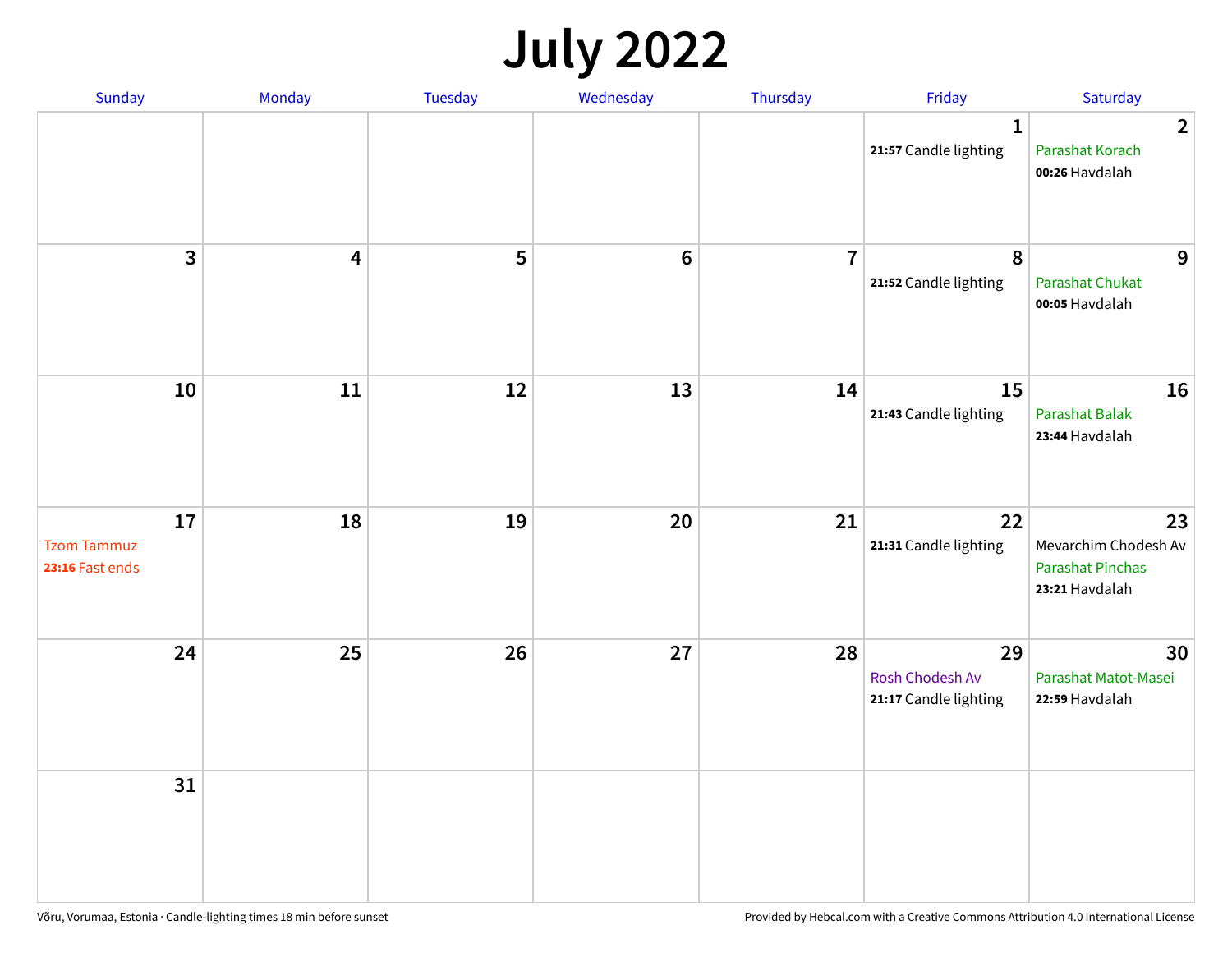# July 2022

| Sunday | Monday | Tuesday | Wednesday | Thursday | Friday | Saturday |
|---|---|---|---|---|---|---|
| | | | | | 1<br>**21:57** Candle lighting | 2<br>Parashat Korach<br>**00:26** Havdalah |
| 3 | 4 | 5 | 6 | 7 | 8<br>**21:52** Candle lighting | 9<br>Parashat Chukat<br>**00:05** Havdalah |
| 10 | 11 | 12 | 13 | 14 | 15<br>**21:43** Candle lighting | 16<br>Parashat Balak<br>**23:44** Havdalah |
| 17<br>Tzom Tammuz<br>**23:16** Fast ends | 18 | 19 | 20 | 21 | 22<br>**21:31** Candle lighting | 23<br>Mevarchim Chodesh Av<br>Parashat Pinchas<br>**23:21** Havdalah |
| 24 | 25 | 26 | 27 | 28 | 29<br>Rosh Chodesh Av<br>**21:17** Candle lighting | 30<br>Parashat Matot-Masei<br>**22:59** Havdalah |
| 31 | | | | | | |

Võru, Vorumaa, Estonia · Candle-lighting times 18 min before sunset

Provided by Hebcal.com with a Creative Commons Attribution 4.0 International License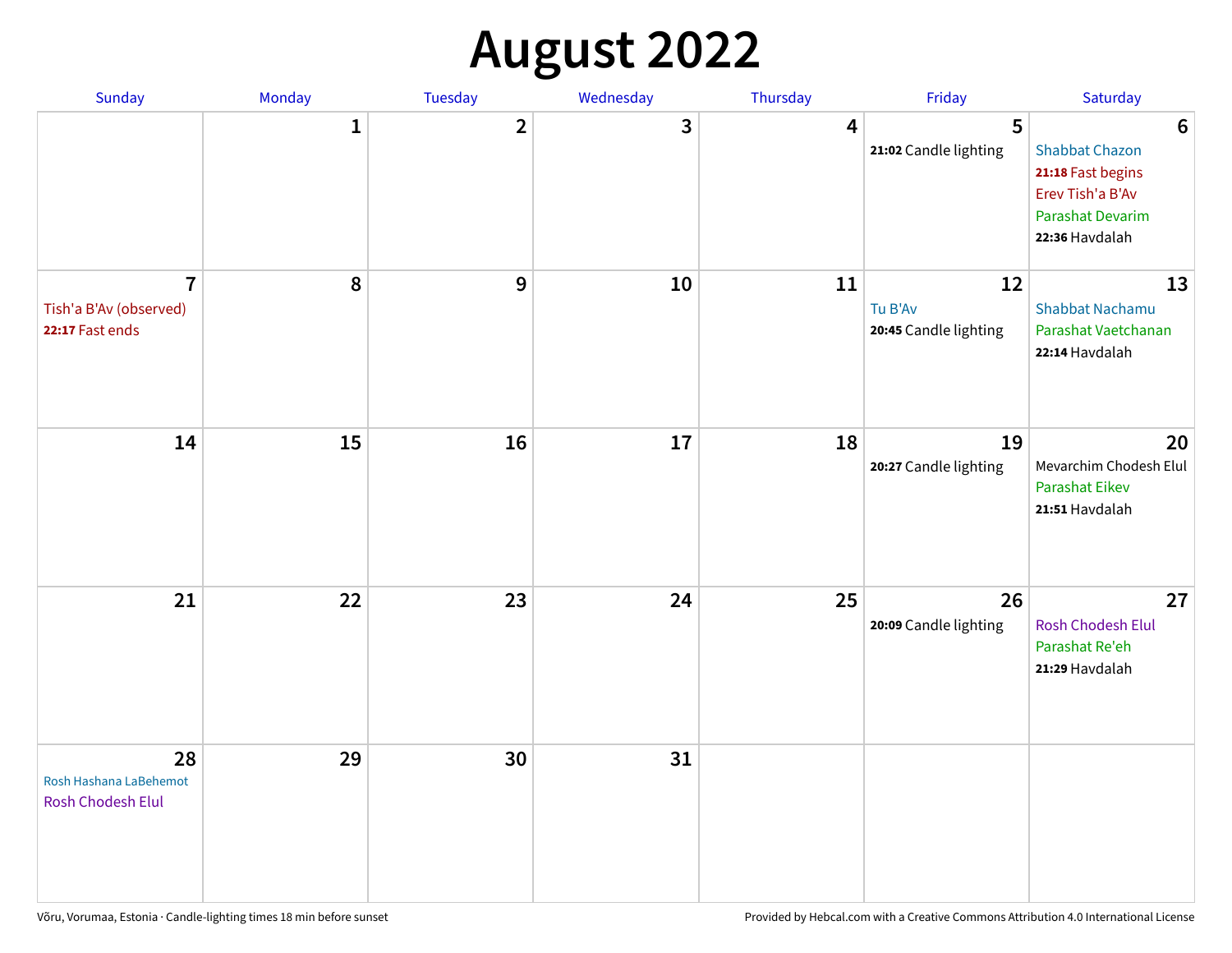# August 2022

| Sunday | Monday | Tuesday | Wednesday | Thursday | Friday | Saturday |
| --- | --- | --- | --- | --- | --- | --- |
| | 1 | 2 | 3 | 4 | 5<br>**21:02** Candle lighting | 6<br>Shabbat Chazon<br>**21:18** Fast begins<br>Erev Tish'a B'Av<br>Parashat Devarim<br>**22:36** Havdalah |
| 7<br>Tish'a B'Av (observed)<br>**22:17** Fast ends | 8 | 9 | 10 | 11 | 12<br>Tu B'Av<br>**20:45** Candle lighting | 13<br>Shabbat Nachamu<br>Parashat Vaetchanan<br>**22:14** Havdalah |
| 14 | 15 | 16 | 17 | 18 | 19<br>**20:27** Candle lighting | 20<br>Mevarchim Chodesh Elul<br>Parashat Eikev<br>**21:51** Havdalah |
| 21 | 22 | 23 | 24 | 25 | 26<br>**20:09** Candle lighting | 27<br>Rosh Chodesh Elul<br>Parashat Re'eh<br>**21:29** Havdalah |
| 28<br>Rosh Hashana LaBehemot<br>Rosh Chodesh Elul | 29 | 30 | 31 | | | |

Võru, Vorumaa, Estonia · Candle-lighting times 18 min before sunset

Provided by Hebcal.com with a Creative Commons Attribution 4.0 International License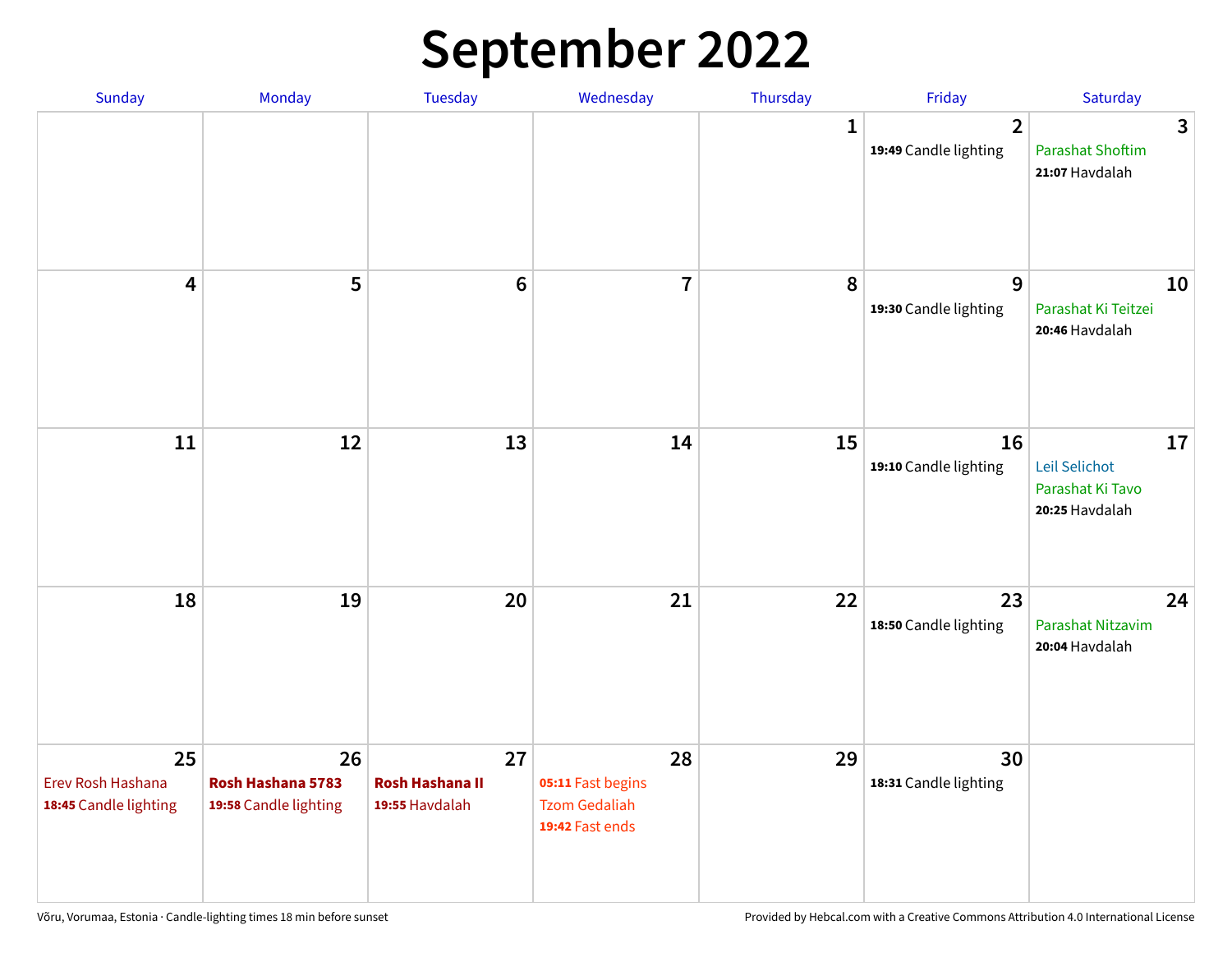# September 2022

| Sunday | Monday | Tuesday | Wednesday | Thursday | Friday | Saturday |
|---|---|---|---|---|---|---|
| | | | | 1 | 2<br>**19:49** Candle lighting | 3<br>Parashat Shoftim<br>**21:07** Havdalah |
| 4 | 5 | 6 | 7 | 8 | 9<br>**19:30** Candle lighting | 10<br>Parashat Ki Teitzei<br>**20:46** Havdalah |
| 11 | 12 | 13 | 14 | 15 | 16<br>**19:10** Candle lighting | 17<br>Leil Selichot<br>Parashat Ki Tavo<br>**20:25** Havdalah |
| 18 | 19 | 20 | 21 | 22 | 23<br>**18:50** Candle lighting | 24<br>Parashat Nitzavim<br>**20:04** Havdalah |
| 25<br>Erev Rosh Hashana<br>**18:45** Candle lighting | 26<br>**Rosh Hashana 5783**<br>**19:58** Candle lighting | 27<br>**Rosh Hashana II**<br>**19:55** Havdalah | 28<br>**05:11** Fast begins<br>Tzom Gedaliah<br>**19:42** Fast ends | 29 | 30<br>**18:31** Candle lighting | |

Võru, Vorumaa, Estonia · Candle-lighting times 18 min before sunset

Provided by Hebcal.com with a Creative Commons Attribution 4.0 International License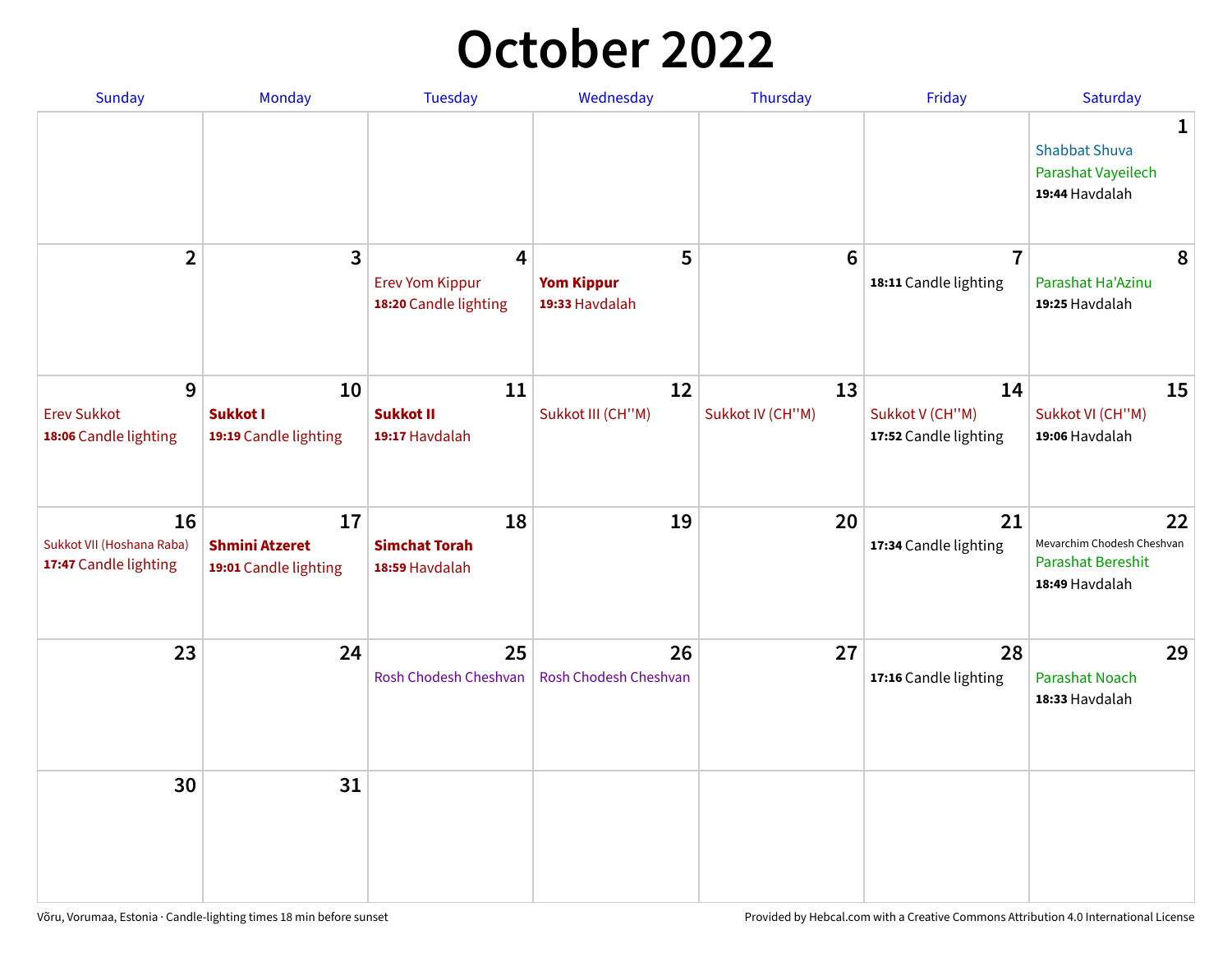# October 2022

| Sunday | Monday | Tuesday | Wednesday | Thursday | Friday | Saturday |
|---|---|---|---|---|---|---|
| | | | | | | **1**<br>Shabbat Shuva<br>Parashat Vayeilech<br>**19:44** Havdalah |
| **2** | **3** | **4**<br>Erev Yom Kippur<br>**18:20** Candle lighting | **5**<br>**Yom Kippur**<br>**19:33** Havdalah | **6** | **7**<br>**18:11** Candle lighting | **8**<br>Parashat Ha'Azinu<br>**19:25** Havdalah |
| **9**<br>Erev Sukkot<br>**18:06** Candle lighting | **10**<br>**Sukkot I**<br>**19:19** Candle lighting | **11**<br>**Sukkot II**<br>**19:17** Havdalah | **12**<br>Sukkot III (CH''M) | **13**<br>Sukkot IV (CH''M) | **14**<br>Sukkot V (CH''M)<br>**17:52** Candle lighting | **15**<br>Sukkot VI (CH''M)<br>**19:06** Havdalah |
| **16**<br>Sukkot VII (Hoshana Raba)<br>**17:47** Candle lighting | **17**<br>**Shmini Atzeret**<br>**19:01** Candle lighting | **18**<br>**Simchat Torah**<br>**18:59** Havdalah | **19** | **20** | **21**<br>**17:34** Candle lighting | **22**<br>Mevarchim Chodesh Cheshvan<br>Parashat Bereshit<br>**18:49** Havdalah |
| **23** | **24** | **25**<br>Rosh Chodesh Cheshvan | **26**<br>Rosh Chodesh Cheshvan | **27** | **28**<br>**17:16** Candle lighting | **29**<br>Parashat Noach<br>**18:33** Havdalah |
| **30** | **31** | | | | | |

Võru, Vorumaa, Estonia · Candle-lighting times 18 min before sunset

Provided by Hebcal.com with a Creative Commons Attribution 4.0 International License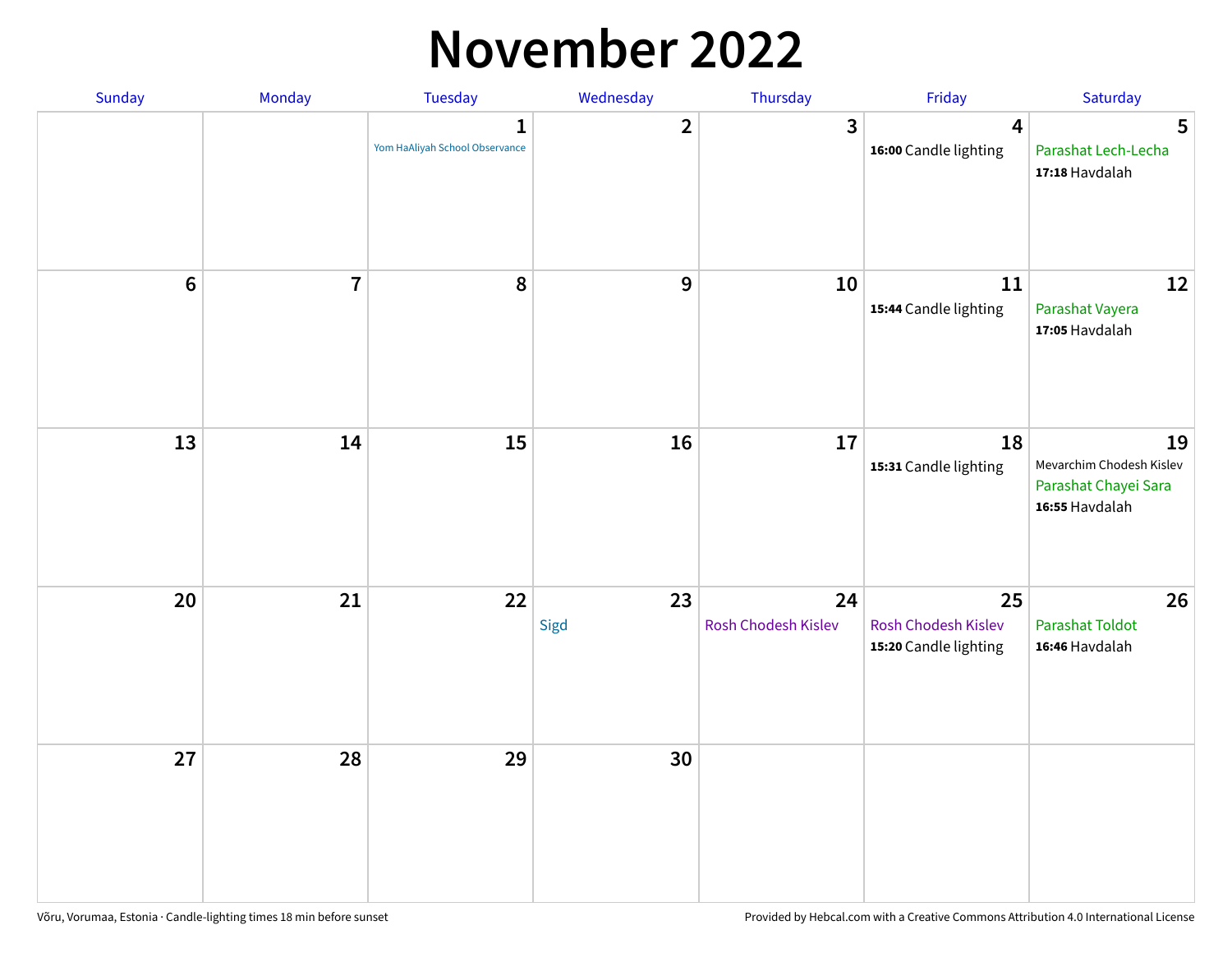# November 2022

| Sunday | Monday | Tuesday | Wednesday | Thursday | Friday | Saturday |
| --- | --- | --- | --- | --- | --- | --- |
| | | 1<br>Yom HaAliyah School Observance | 2 | 3 | 4<br>**16:00** Candle lighting | 5<br>Parashat Lech-Lecha<br>**17:18** Havdalah |
| 6 | 7 | 8 | 9 | 10 | 11<br>**15:44** Candle lighting | 12<br>Parashat Vayera<br>**17:05** Havdalah |
| 13 | 14 | 15 | 16 | 17 | 18<br>**15:31** Candle lighting | 19<br>Mevarchim Chodesh Kislev<br>Parashat Chayei Sara<br>**16:55** Havdalah |
| 20 | 21 | 22 | 23<br>Sigd | 24<br>Rosh Chodesh Kislev | 25<br>Rosh Chodesh Kislev<br>**15:20** Candle lighting | 26<br>Parashat Toldot<br>**16:46** Havdalah |
| 27 | 28 | 29 | 30 | | | |

Võru, Vorumaa, Estonia · Candle-lighting times 18 min before sunset

Provided by Hebcal.com with a Creative Commons Attribution 4.0 International License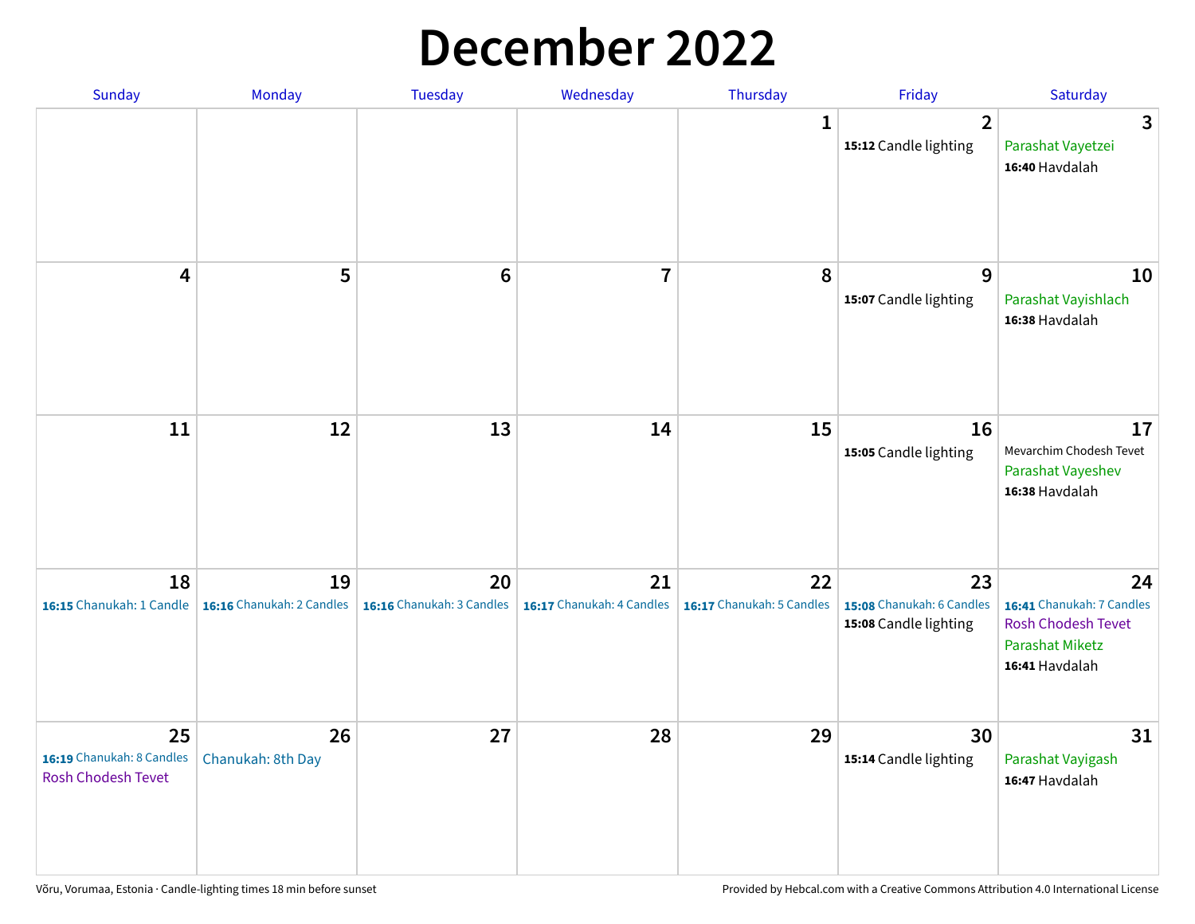# December 2022

| Sunday | Monday | Tuesday | Wednesday | Thursday | Friday | Saturday |
|---|---|---|---|---|---|---|
| | | | | 1 | 2<br>**15:12** Candle lighting | 3<br>Parashat Vayetzei<br>**16:40** Havdalah |
| 4 | 5 | 6 | 7 | 8 | 9<br>**15:07** Candle lighting | 10<br>Parashat Vayishlach<br>**16:38** Havdalah |
| 11 | 12 | 13 | 14 | 15 | 16<br>**15:05** Candle lighting | 17<br>Mevarchim Chodesh Tevet<br>Parashat Vayeshev<br>**16:38** Havdalah |
| 18<br>**16:15** Chanukah: 1 Candle | 19<br>**16:16** Chanukah: 2 Candles | 20<br>**16:16** Chanukah: 3 Candles | 21<br>**16:17** Chanukah: 4 Candles | 22<br>**16:17** Chanukah: 5 Candles | 23<br>**15:08** Chanukah: 6 Candles<br>**15:08** Candle lighting | 24<br>**16:41** Chanukah: 7 Candles<br>Rosh Chodesh Tevet<br>Parashat Miketz<br>**16:41** Havdalah |
| 25<br>**16:19** Chanukah: 8 Candles<br>Rosh Chodesh Tevet | 26<br>Chanukah: 8th Day | 27 | 28 | 29 | 30<br>**15:14** Candle lighting | 31<br>Parashat Vayigash<br>**16:47** Havdalah |

Võru, Vorumaa, Estonia · Candle-lighting times 18 min before sunset

Provided by Hebcal.com with a Creative Commons Attribution 4.0 International License